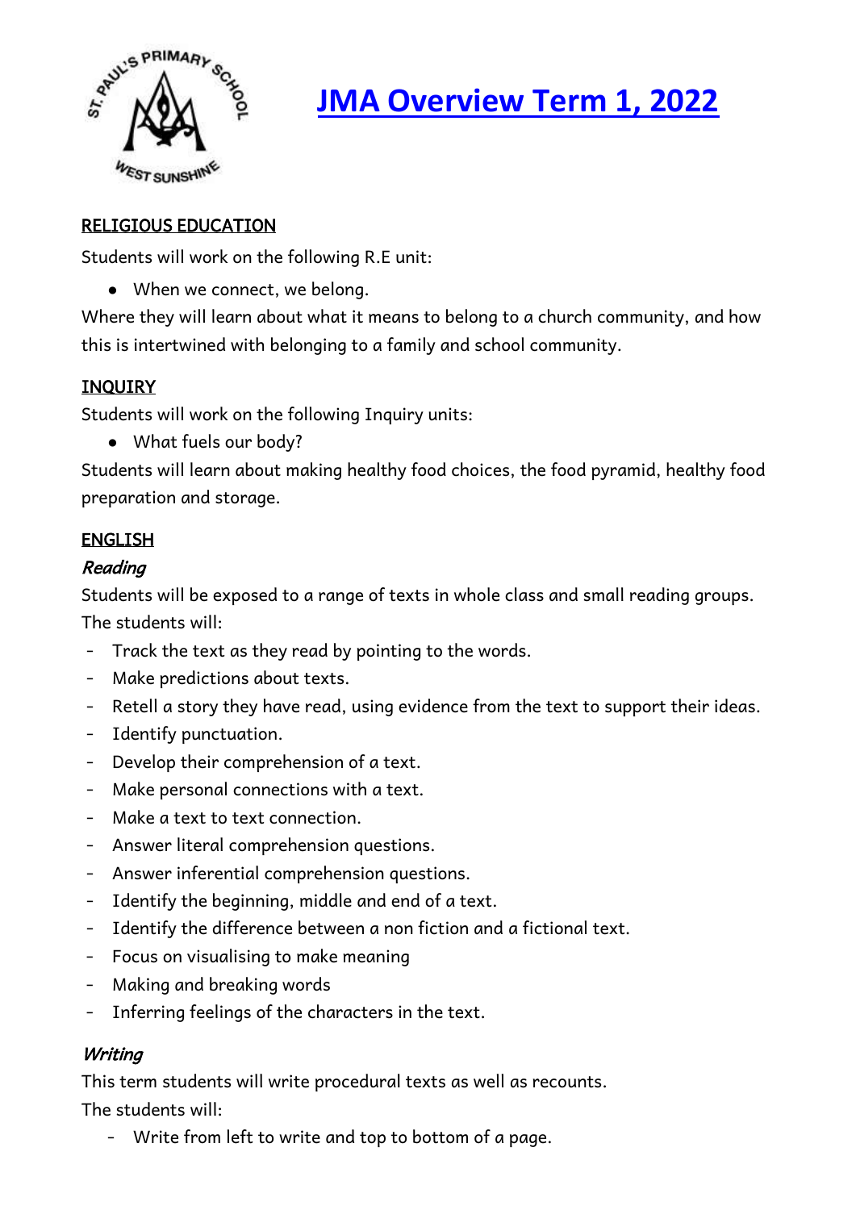# JMA Overview Term 1, 2022

## RELIGIOUS EDUCATION

Students will work on the following R.E unit:

- When we connect, we belong.

Where they will learn about what it means to belong to a church community, and how this is intertwined with belonging to a family and school community.

## INQUIRY

Students will work on the following Inquiry units:

- What fuels our body?

Students will learn about making healthy food choices, the food pyramid, healthy food preparation and storage.

## ENGLISH

### *Reading*

Students will be exposed to a range of texts in whole class and small reading groups.
The students will:

- Track the text as they read by pointing to the words.
- Make predictions about texts.
- Retell a story they have read, using evidence from the text to support their ideas.
- Identify punctuation.
- Develop their comprehension of a text.
- Make personal connections with a text.
- Make a text to text connection.
- Answer literal comprehension questions.
- Answer inferential comprehension questions.
- Identify the beginning, middle and end of a text.
- Identify the difference between a non fiction and a fictional text.
- Focus on visualising to make meaning
- Making and breaking words
- Inferring feelings of the characters in the text.

### *Writing*

This term students will write procedural texts as well as recounts.
The students will:

- Write from left to write and top to bottom of a page.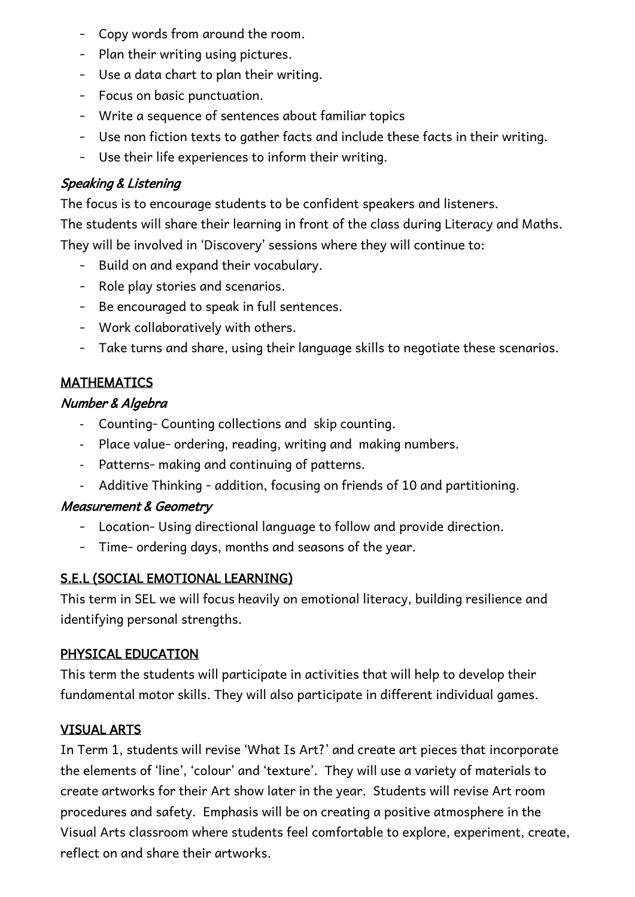- Copy words from around the room.
- Plan their writing using pictures.
- Use a data chart to plan their writing.
- Focus on basic punctuation.
- Write a sequence of sentences about familiar topics
- Use non fiction texts to gather facts and include these facts in their writing.
- Use their life experiences to inform their writing.

### *Speaking & Listening*

The focus is to encourage students to be confident speakers and listeners.
The students will share their learning in front of the class during Literacy and Maths.
They will be involved in 'Discovery' sessions where they will continue to:

- Build on and expand their vocabulary.
- Role play stories and scenarios.
- Be encouraged to speak in full sentences.
- Work collaboratively with others.
- Take turns and share, using their language skills to negotiate these scenarios.

## MATHEMATICS

### *Number & Algebra*

- Counting- Counting collections and skip counting.
- Place value- ordering, reading, writing and making numbers.
- Patterns- making and continuing of patterns.
- Additive Thinking - addition, focusing on friends of 10 and partitioning.

### *Measurement & Geometry*

- Location- Using directional language to follow and provide direction.
- Time- ordering days, months and seasons of the year.

## S.E.L (SOCIAL EMOTIONAL LEARNING)

This term in SEL we will focus heavily on emotional literacy, building resilience and identifying personal strengths.

## PHYSICAL EDUCATION

This term the students will participate in activities that will help to develop their fundamental motor skills. They will also participate in different individual games.

## VISUAL ARTS

In Term 1, students will revise 'What Is Art?' and create art pieces that incorporate the elements of 'line', 'colour' and 'texture'. They will use a variety of materials to create artworks for their Art show later in the year. Students will revise Art room procedures and safety. Emphasis will be on creating a positive atmosphere in the Visual Arts classroom where students feel comfortable to explore, experiment, create, reflect on and share their artworks.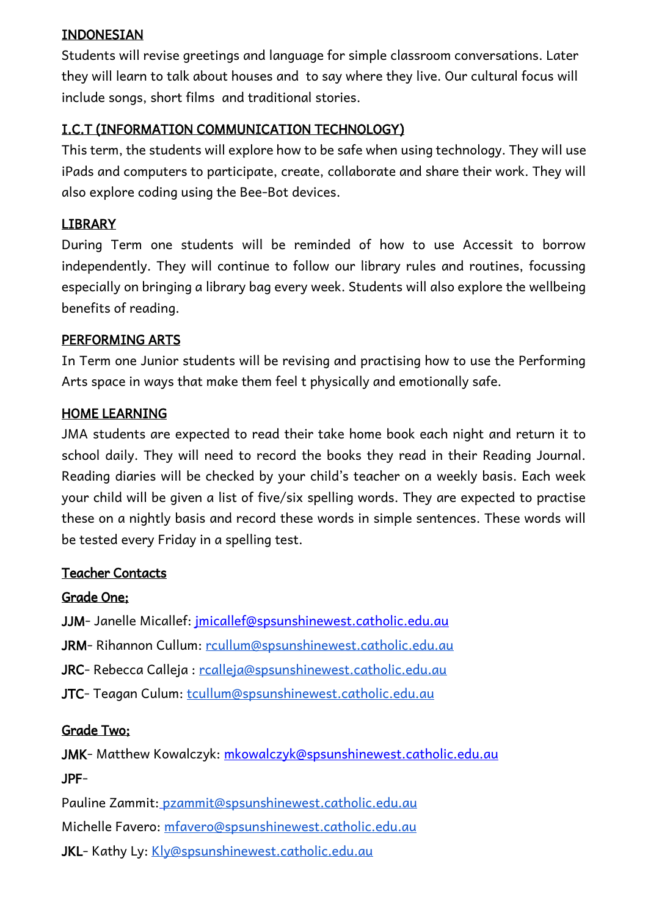## INDONESIAN

Students will revise greetings and language for simple classroom conversations. Later they will learn to talk about houses and to say where they live. Our cultural focus will include songs, short films and traditional stories.

## I.C.T (INFORMATION COMMUNICATION TECHNOLOGY)

This term, the students will explore how to be safe when using technology. They will use iPads and computers to participate, create, collaborate and share their work. They will also explore coding using the Bee-Bot devices.

## LIBRARY

During Term one students will be reminded of how to use Accessit to borrow independently. They will continue to follow our library rules and routines, focussing especially on bringing a library bag every week. Students will also explore the wellbeing benefits of reading.

## PERFORMING ARTS

In Term one Junior students will be revising and practising how to use the Performing Arts space in ways that make them feel t physically and emotionally safe.

## HOME LEARNING

JMA students are expected to read their take home book each night and return it to school daily. They will need to record the books they read in their Reading Journal. Reading diaries will be checked by your child's teacher on a weekly basis. Each week your child will be given a list of five/six spelling words. They are expected to practise these on a nightly basis and record these words in simple sentences. These words will be tested every Friday in a spelling test.

## Teacher Contacts

### Grade One:

**JJM**- Janelle Micallef: jmicallef@spsunshinewest.catholic.edu.au

**JRM**- Rihannon Cullum: rcullum@spsunshinewest.catholic.edu.au

**JRC**- Rebecca Calleja : rcalleja@spsunshinewest.catholic.edu.au

**JTC**- Teagan Culum: tcullum@spsunshinewest.catholic.edu.au

### Grade Two:

**JMK**- Matthew Kowalczyk: mkowalczyk@spsunshinewest.catholic.edu.au

**JPF**-

Pauline Zammit: pzammit@spsunshinewest.catholic.edu.au

Michelle Favero: mfavero@spsunshinewest.catholic.edu.au

**JKL**- Kathy Ly: Kly@spsunshinewest.catholic.edu.au